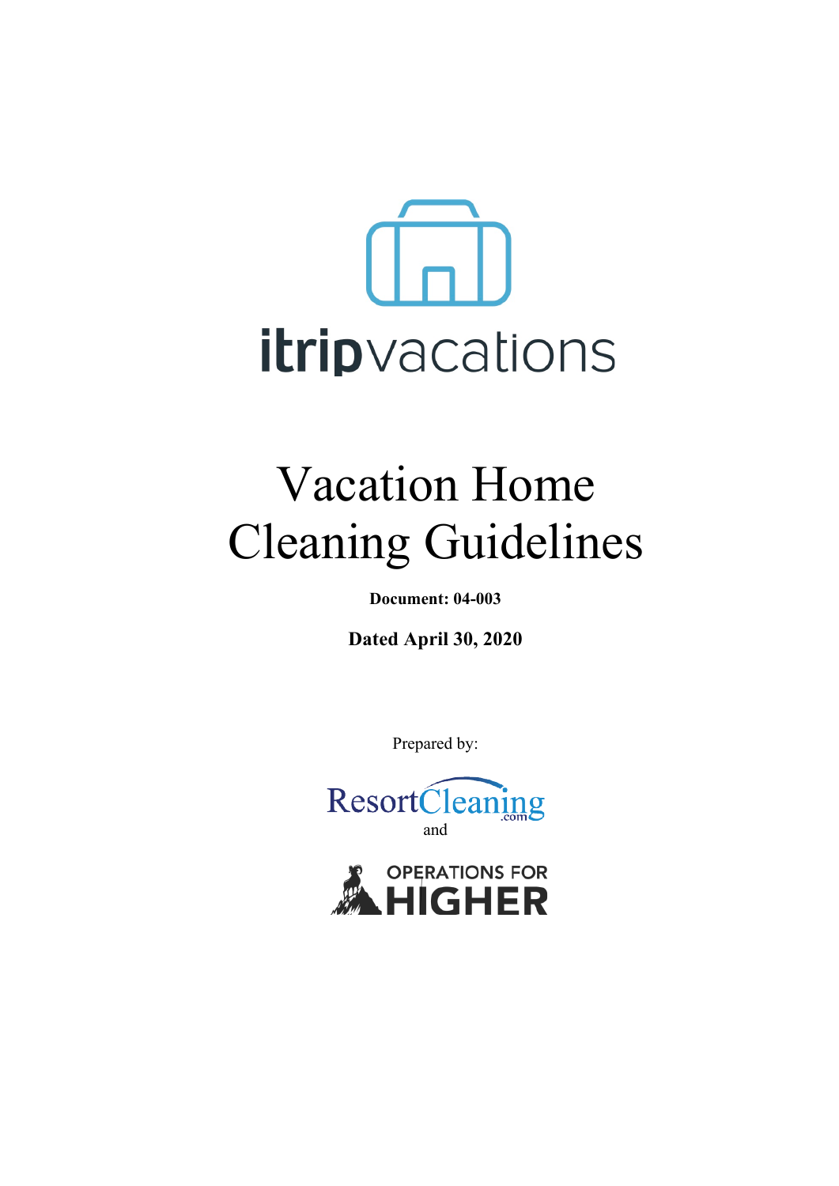itripvacations

# Vacation Home Cleaning Guidelines

**Document: 04-003**

**Dated April 30, 2020**

Prepared by:

ResortCleaning.com

and

OPERATIONS FOR HIGHER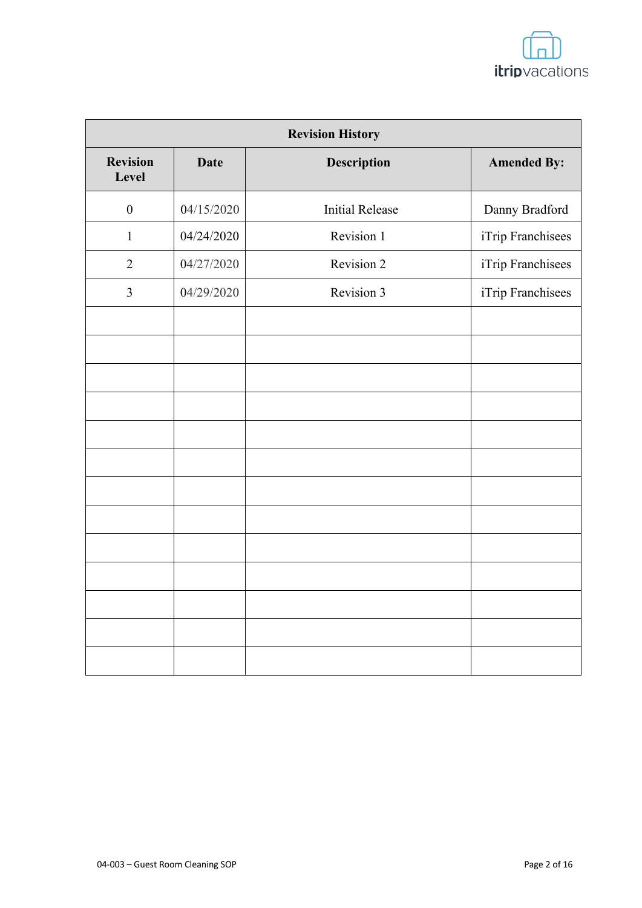| Revision History | | | |
|---|---|---|---|
| **Revision Level** | **Date** | **Description** | **Amended By:** |
| 0 | 04/15/2020 | Initial Release | Danny Bradford |
| 1 | 04/24/2020 | Revision 1 | iTrip Franchisees |
| 2 | 04/27/2020 | Revision 2 | iTrip Franchisees |
| 3 | 04/29/2020 | Revision 3 | iTrip Franchisees |
| | | | |
| | | | |
| | | | |
| | | | |
| | | | |
| | | | |
| | | | |
| | | | |
| | | | |
| | | | |
| | | | |
| | | | |
| | | | |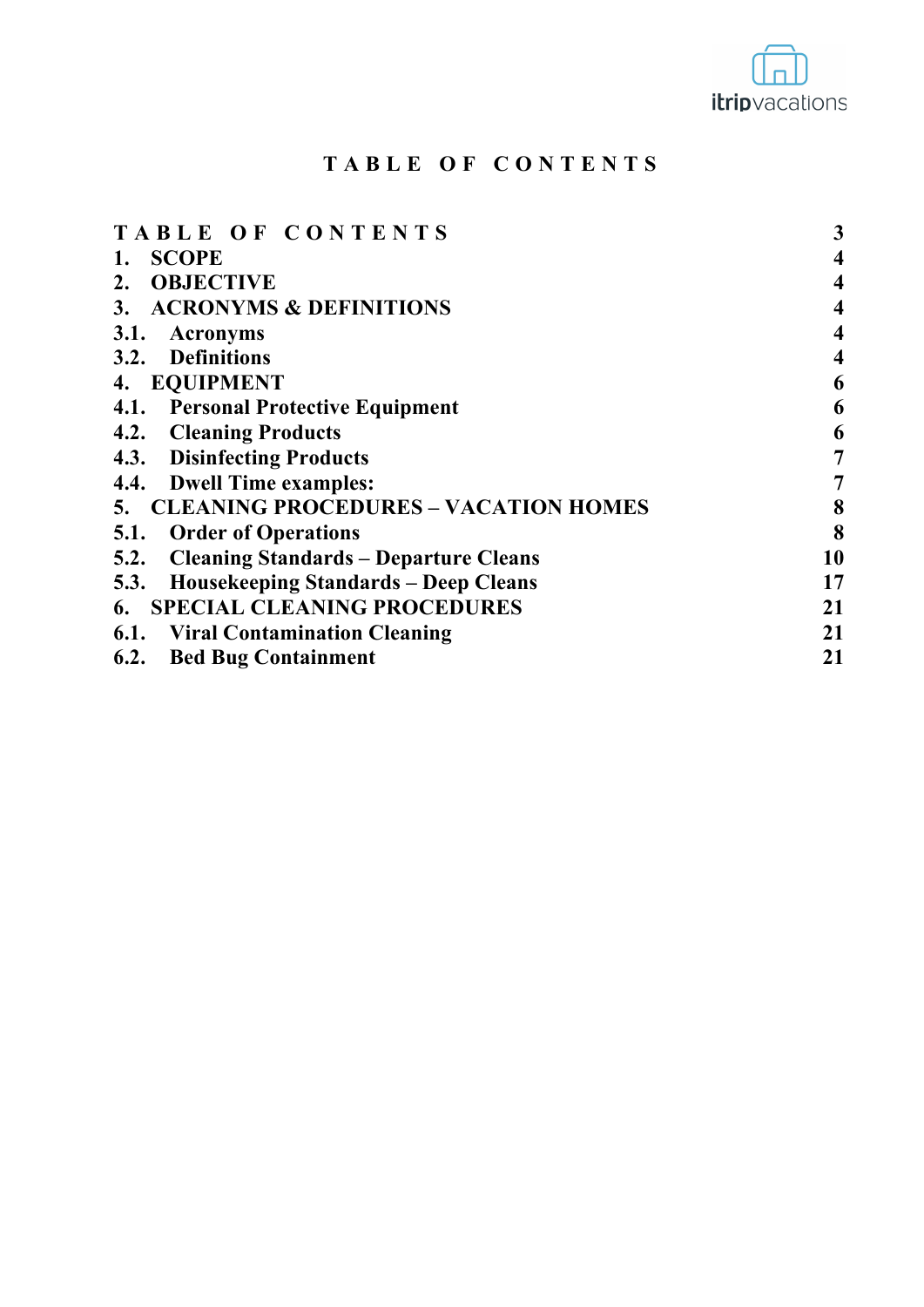# TABLE OF CONTENTS

| | |
|---|---|
| **TABLE OF CONTENTS** | **3** |
| **1. SCOPE** | **4** |
| **2. OBJECTIVE** | **4** |
| **3. ACRONYMS & DEFINITIONS** | **4** |
| **3.1. Acronyms** | **4** |
| **3.2. Definitions** | **4** |
| **4. EQUIPMENT** | **6** |
| **4.1. Personal Protective Equipment** | **6** |
| **4.2. Cleaning Products** | **6** |
| **4.3. Disinfecting Products** | **7** |
| **4.4. Dwell Time examples:** | **7** |
| **5. CLEANING PROCEDURES – VACATION HOMES** | **8** |
| **5.1. Order of Operations** | **8** |
| **5.2. Cleaning Standards – Departure Cleans** | **10** |
| **5.3. Housekeeping Standards – Deep Cleans** | **17** |
| **6. SPECIAL CLEANING PROCEDURES** | **21** |
| **6.1. Viral Contamination Cleaning** | **21** |
| **6.2. Bed Bug Containment** | **21** |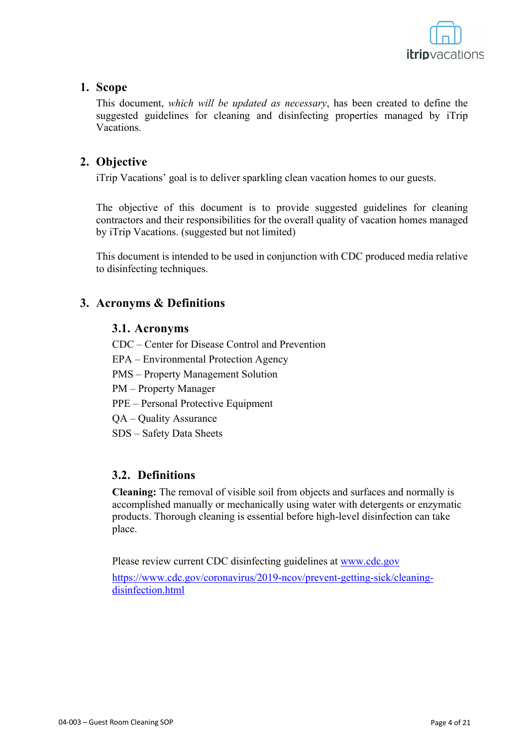## 1. Scope

This document, *which will be updated as necessary*, has been created to define the suggested guidelines for cleaning and disinfecting properties managed by iTrip Vacations.

## 2. Objective

iTrip Vacations' goal is to deliver sparkling clean vacation homes to our guests.

The objective of this document is to provide suggested guidelines for cleaning contractors and their responsibilities for the overall quality of vacation homes managed by iTrip Vacations. (suggested but not limited)

This document is intended to be used in conjunction with CDC produced media relative to disinfecting techniques.

## 3. Acronyms & Definitions

### 3.1. Acronyms

CDC – Center for Disease Control and Prevention
EPA – Environmental Protection Agency
PMS – Property Management Solution
PM – Property Manager
PPE – Personal Protective Equipment
QA – Quality Assurance
SDS – Safety Data Sheets

### 3.2. Definitions

**Cleaning:** The removal of visible soil from objects and surfaces and normally is accomplished manually or mechanically using water with detergents or enzymatic products. Thorough cleaning is essential before high-level disinfection can take place.

Please review current CDC disinfecting guidelines at [www.cdc.gov](http://www.cdc.gov)
[https://www.cdc.gov/coronavirus/2019-ncov/prevent-getting-sick/cleaning-disinfection.html](https://www.cdc.gov/coronavirus/2019-ncov/prevent-getting-sick/cleaning-disinfection.html)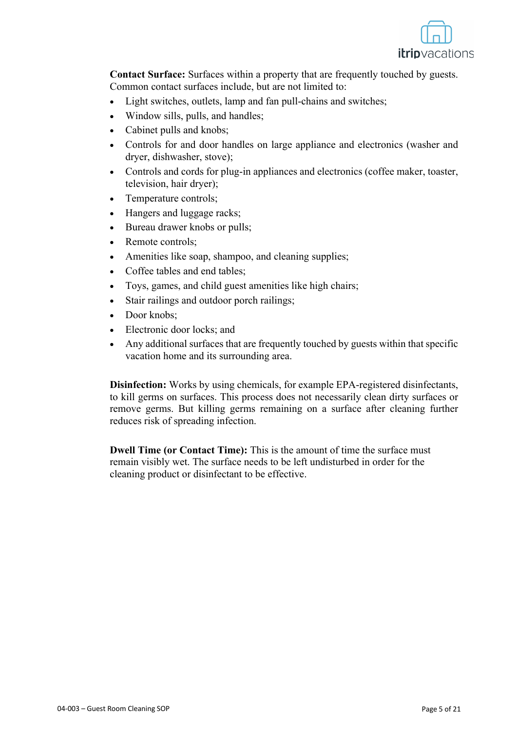**Contact Surface:** Surfaces within a property that are frequently touched by guests. Common contact surfaces include, but are not limited to:

- Light switches, outlets, lamp and fan pull-chains and switches;
- Window sills, pulls, and handles;
- Cabinet pulls and knobs;
- Controls for and door handles on large appliance and electronics (washer and dryer, dishwasher, stove);
- Controls and cords for plug-in appliances and electronics (coffee maker, toaster, television, hair dryer);
- Temperature controls;
- Hangers and luggage racks;
- Bureau drawer knobs or pulls;
- Remote controls;
- Amenities like soap, shampoo, and cleaning supplies;
- Coffee tables and end tables;
- Toys, games, and child guest amenities like high chairs;
- Stair railings and outdoor porch railings;
- Door knobs;
- Electronic door locks; and
- Any additional surfaces that are frequently touched by guests within that specific vacation home and its surrounding area.

**Disinfection:** Works by using chemicals, for example EPA-registered disinfectants, to kill germs on surfaces. This process does not necessarily clean dirty surfaces or remove germs. But killing germs remaining on a surface after cleaning further reduces risk of spreading infection.

**Dwell Time (or Contact Time):** This is the amount of time the surface must remain visibly wet. The surface needs to be left undisturbed in order for the cleaning product or disinfectant to be effective.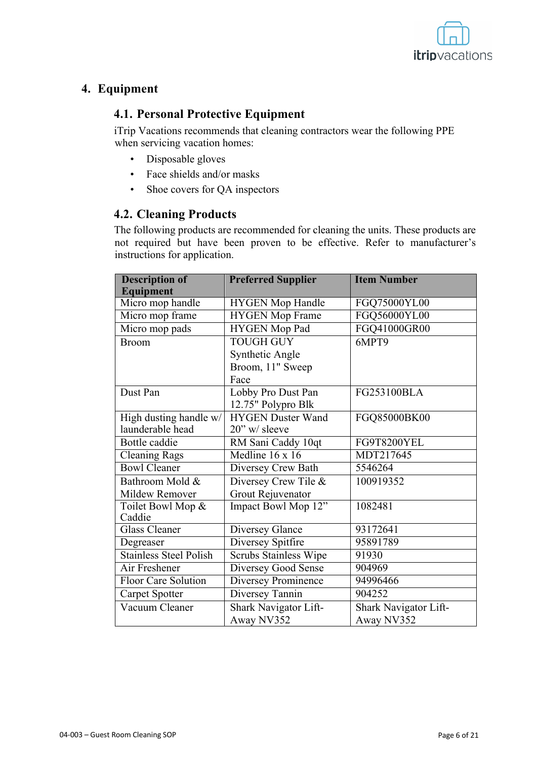## 4. Equipment

### 4.1. Personal Protective Equipment

iTrip Vacations recommends that cleaning contractors wear the following PPE when servicing vacation homes:

- Disposable gloves
- Face shields and/or masks
- Shoe covers for QA inspectors

### 4.2. Cleaning Products

The following products are recommended for cleaning the units. These products are not required but have been proven to be effective. Refer to manufacturer's instructions for application.

| Description of Equipment | Preferred Supplier | Item Number |
|---|---|---|
| Micro mop handle | HYGEN Mop Handle | FGQ75000YL00 |
| Micro mop frame | HYGEN Mop Frame | FGQ56000YL00 |
| Micro mop pads | HYGEN Mop Pad | FGQ41000GR00 |
| Broom | TOUGH GUY Synthetic Angle Broom, 11" Sweep Face | 6MPT9 |
| Dust Pan | Lobby Pro Dust Pan 12.75" Polypro Blk | FG253100BLA |
| High dusting handle w/ launderable head | HYGEN Duster Wand 20" w/ sleeve | FGQ85000BK00 |
| Bottle caddie | RM Sani Caddy 10qt | FG9T8200YEL |
| Cleaning Rags | Medline 16 x 16 | MDT217645 |
| Bowl Cleaner | Diversey Crew Bath | 5546264 |
| Bathroom Mold & Mildew Remover | Diversey Crew Tile & Grout Rejuvenator | 100919352 |
| Toilet Bowl Mop & Caddie | Impact Bowl Mop 12" | 1082481 |
| Glass Cleaner | Diversey Glance | 93172641 |
| Degreaser | Diversey Spitfire | 95891789 |
| Stainless Steel Polish | Scrubs Stainless Wipe | 91930 |
| Air Freshener | Diversey Good Sense | 904969 |
| Floor Care Solution | Diversey Prominence | 94996466 |
| Carpet Spotter | Diversey Tannin | 904252 |
| Vacuum Cleaner | Shark Navigator Lift-Away NV352 | Shark Navigator Lift-Away NV352 |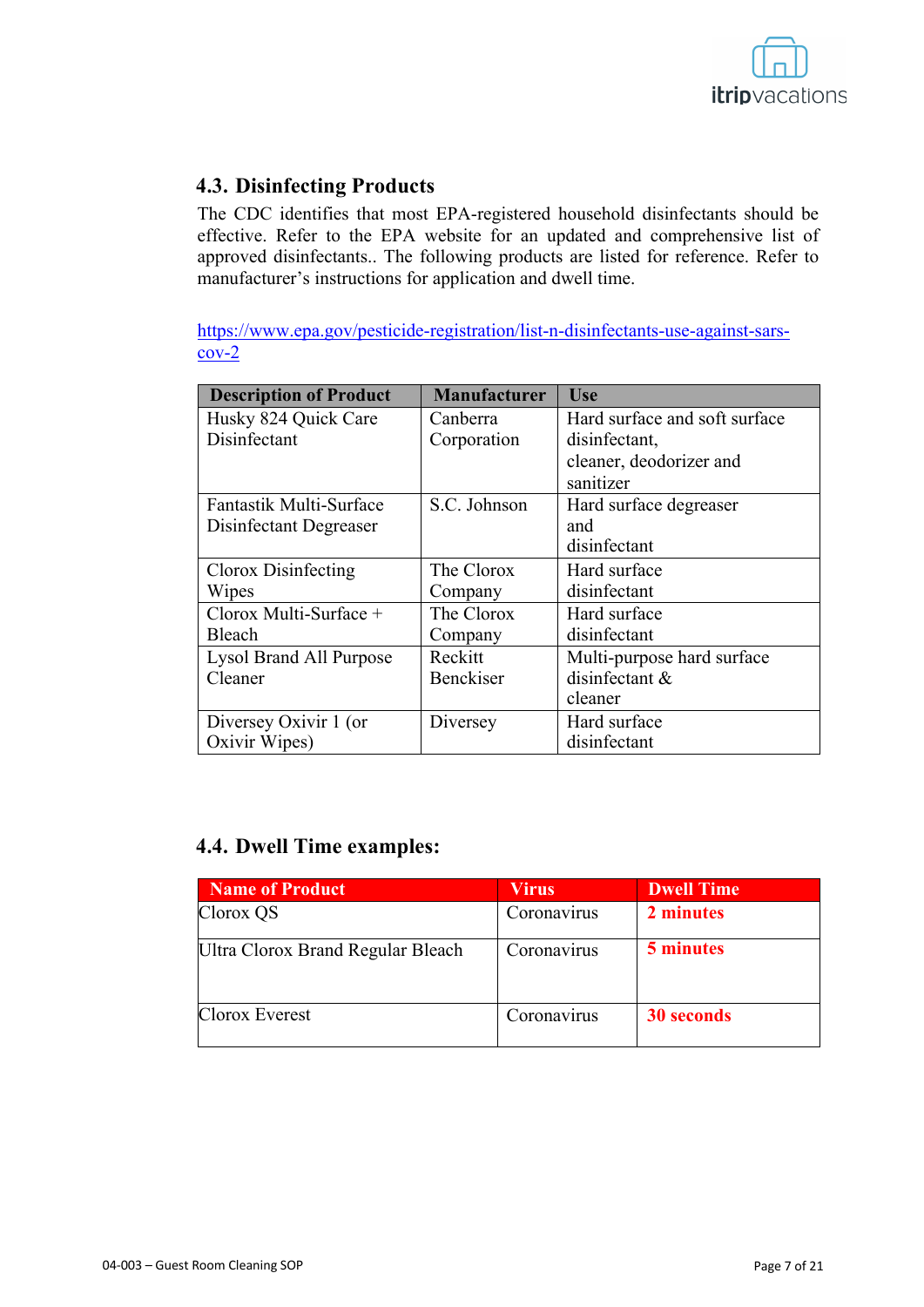## 4.3. Disinfecting Products

The CDC identifies that most EPA-registered household disinfectants should be effective. Refer to the EPA website for an updated and comprehensive list of approved disinfectants.. The following products are listed for reference. Refer to manufacturer's instructions for application and dwell time.

https://www.epa.gov/pesticide-registration/list-n-disinfectants-use-against-sars-cov-2

| Description of Product | Manufacturer | Use |
|---|---|---|
| Husky 824 Quick Care Disinfectant | Canberra Corporation | Hard surface and soft surface disinfectant, cleaner, deodorizer and sanitizer |
| Fantastik Multi-Surface Disinfectant Degreaser | S.C. Johnson | Hard surface degreaser and disinfectant |
| Clorox Disinfecting Wipes | The Clorox Company | Hard surface disinfectant |
| Clorox Multi-Surface + Bleach | The Clorox Company | Hard surface disinfectant |
| Lysol Brand All Purpose Cleaner | Reckitt Benckiser | Multi-purpose hard surface disinfectant & cleaner |
| Diversey Oxivir 1 (or Oxivir Wipes) | Diversey | Hard surface disinfectant |

## 4.4. Dwell Time examples:

| Name of Product | Virus | Dwell Time |
|---|---|---|
| Clorox QS | Coronavirus | **2 minutes** |
| Ultra Clorox Brand Regular Bleach | Coronavirus | **5 minutes** |
| Clorox Everest | Coronavirus | **30 seconds** |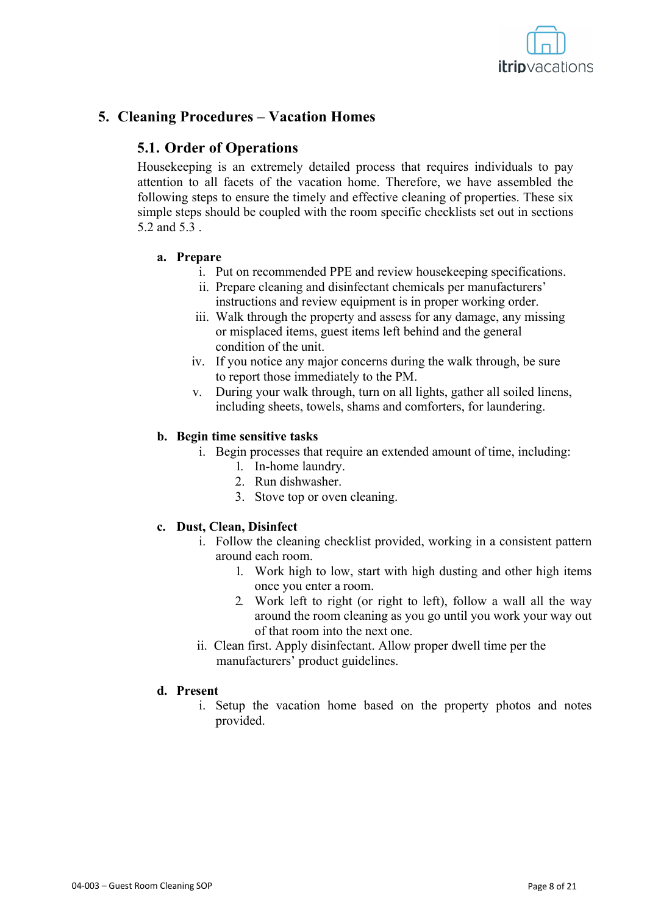# 5. Cleaning Procedures – Vacation Homes

## 5.1. Order of Operations

Housekeeping is an extremely detailed process that requires individuals to pay attention to all facets of the vacation home. Therefore, we have assembled the following steps to ensure the timely and effective cleaning of properties. These six simple steps should be coupled with the room specific checklists set out in sections 5.2 and 5.3 .

**a. Prepare**

i. Put on recommended PPE and review housekeeping specifications.

ii. Prepare cleaning and disinfectant chemicals per manufacturers' instructions and review equipment is in proper working order.

iii. Walk through the property and assess for any damage, any missing or misplaced items, guest items left behind and the general condition of the unit.

iv. If you notice any major concerns during the walk through, be sure to report those immediately to the PM.

v. During your walk through, turn on all lights, gather all soiled linens, including sheets, towels, shams and comforters, for laundering.

**b. Begin time sensitive tasks**

i. Begin processes that require an extended amount of time, including:

1. In-home laundry.
2. Run dishwasher.
3. Stove top or oven cleaning.

**c. Dust, Clean, Disinfect**

i. Follow the cleaning checklist provided, working in a consistent pattern around each room.

1. Work high to low, start with high dusting and other high items once you enter a room.
2. Work left to right (or right to left), follow a wall all the way around the room cleaning as you go until you work your way out of that room into the next one.

ii. Clean first. Apply disinfectant. Allow proper dwell time per the manufacturers' product guidelines.

**d. Present**

i. Setup the vacation home based on the property photos and notes provided.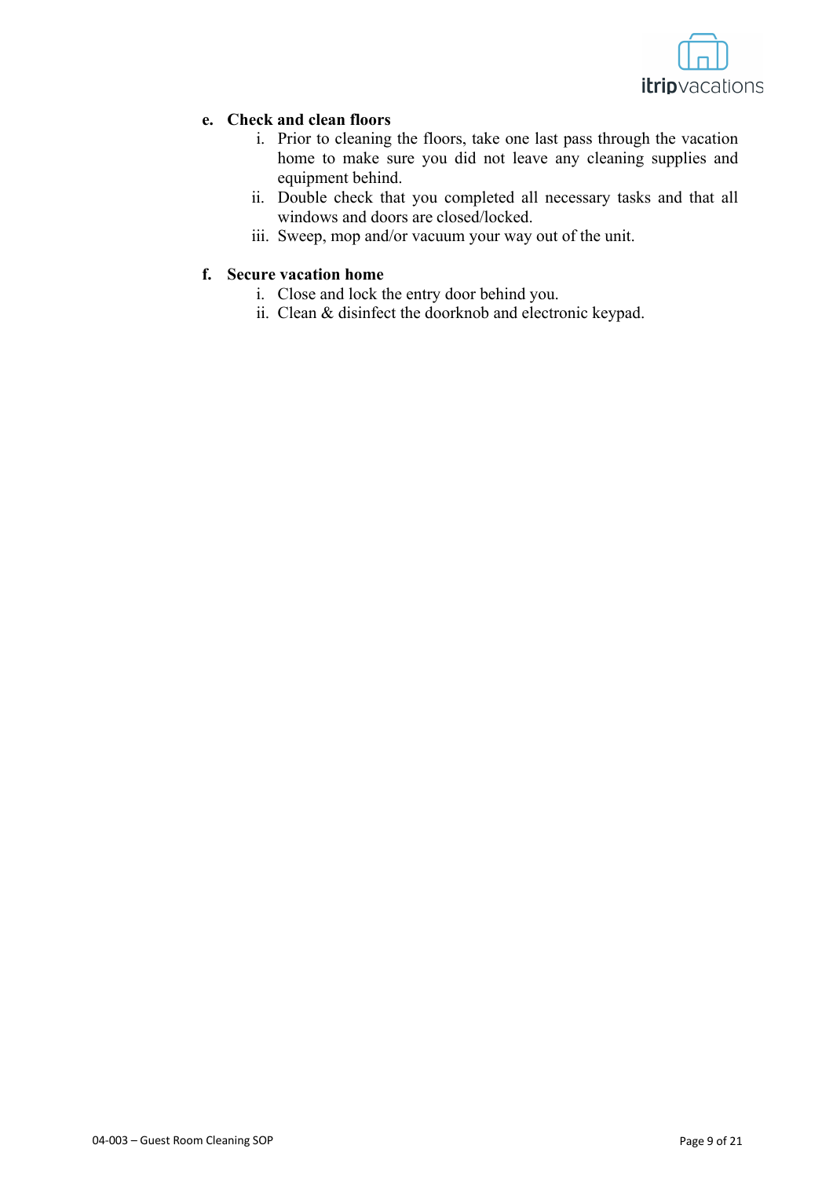**e. Check and clean floors**

i. Prior to cleaning the floors, take one last pass through the vacation home to make sure you did not leave any cleaning supplies and equipment behind.

ii. Double check that you completed all necessary tasks and that all windows and doors are closed/locked.

iii. Sweep, mop and/or vacuum your way out of the unit.

**f. Secure vacation home**

i. Close and lock the entry door behind you.

ii. Clean & disinfect the doorknob and electronic keypad.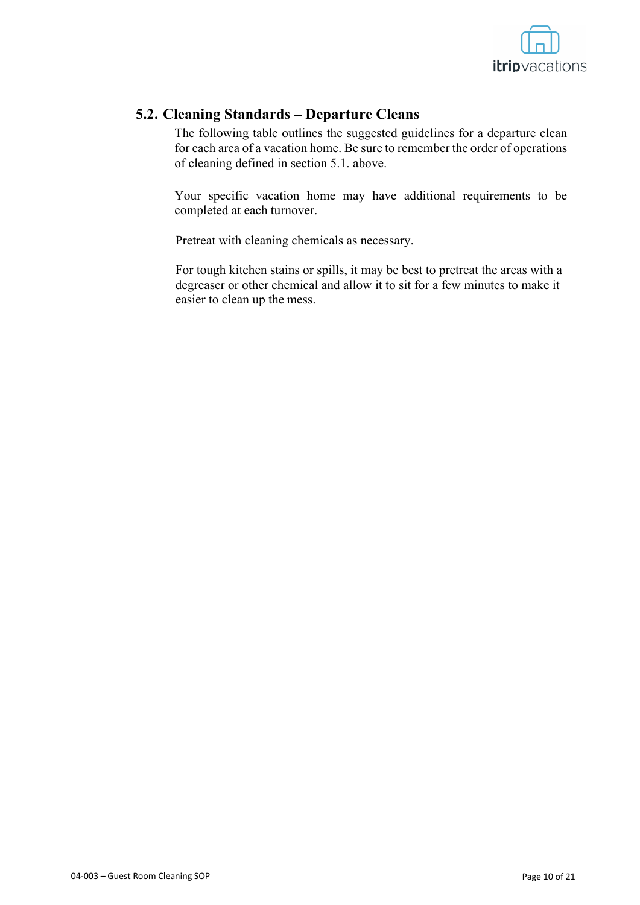## 5.2. Cleaning Standards – Departure Cleans

The following table outlines the suggested guidelines for a departure clean for each area of a vacation home. Be sure to remember the order of operations of cleaning defined in section 5.1. above.

Your specific vacation home may have additional requirements to be completed at each turnover.

Pretreat with cleaning chemicals as necessary.

For tough kitchen stains or spills, it may be best to pretreat the areas with a degreaser or other chemical and allow it to sit for a few minutes to make it easier to clean up the mess.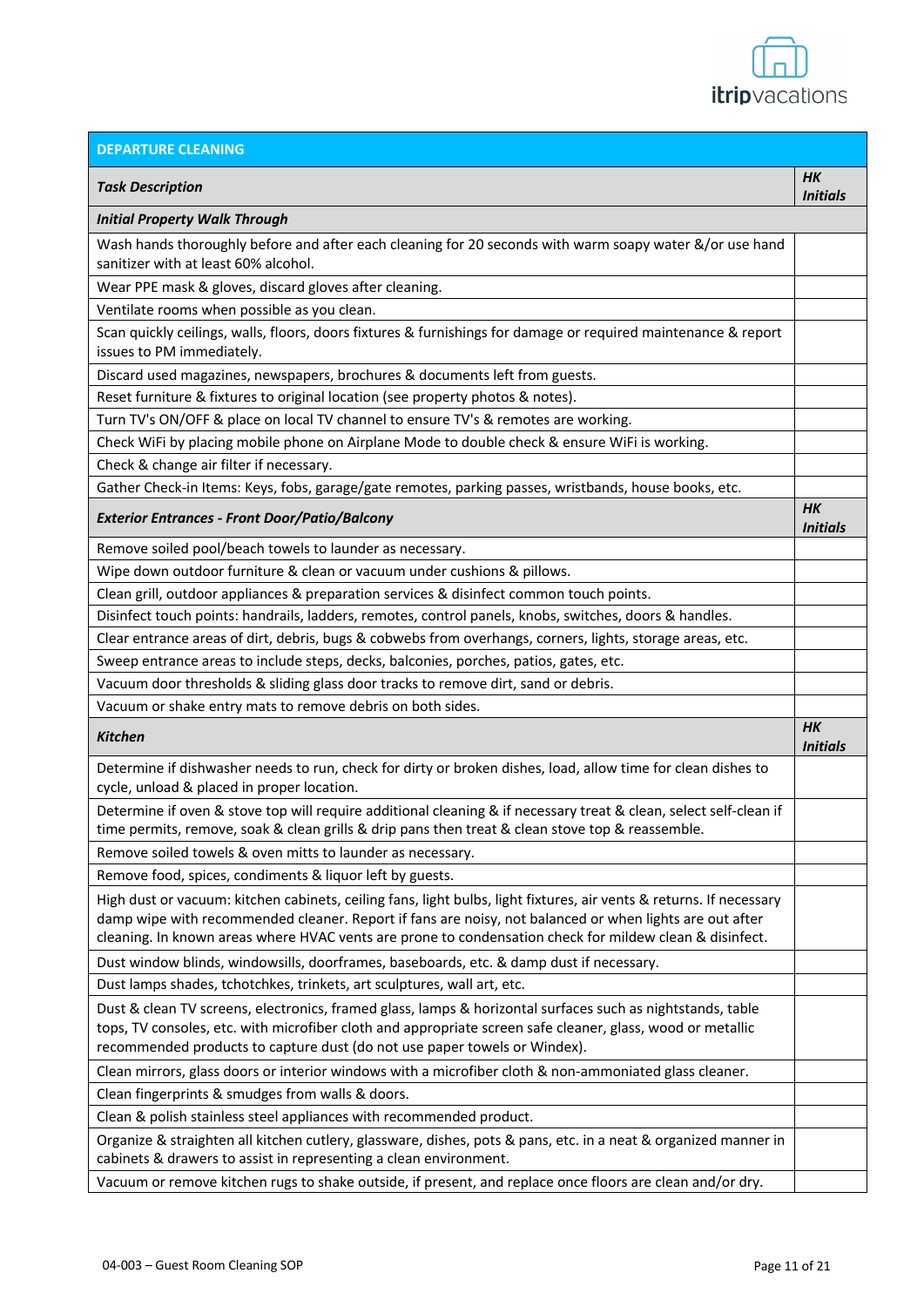| DEPARTURE CLEANING | |
|---|---|
| ***Task Description*** | ***HK Initials*** |
| ***Initial Property Walk Through*** | |
| Wash hands thoroughly before and after each cleaning for 20 seconds with warm soapy water &/or use hand sanitizer with at least 60% alcohol. | |
| Wear PPE mask & gloves, discard gloves after cleaning. | |
| Ventilate rooms when possible as you clean. | |
| Scan quickly ceilings, walls, floors, doors fixtures & furnishings for damage or required maintenance & report issues to PM immediately. | |
| Discard used magazines, newspapers, brochures & documents left from guests. | |
| Reset furniture & fixtures to original location (see property photos & notes). | |
| Turn TV's ON/OFF & place on local TV channel to ensure TV's & remotes are working. | |
| Check WiFi by placing mobile phone on Airplane Mode to double check & ensure WiFi is working. | |
| Check & change air filter if necessary. | |
| Gather Check-in Items: Keys, fobs, garage/gate remotes, parking passes, wristbands, house books, etc. | |
| ***Exterior Entrances - Front Door/Patio/Balcony*** | ***HK Initials*** |
| Remove soiled pool/beach towels to launder as necessary. | |
| Wipe down outdoor furniture & clean or vacuum under cushions & pillows. | |
| Clean grill, outdoor appliances & preparation services & disinfect common touch points. | |
| Disinfect touch points: handrails, ladders, remotes, control panels, knobs, switches, doors & handles. | |
| Clear entrance areas of dirt, debris, bugs & cobwebs from overhangs, corners, lights, storage areas, etc. | |
| Sweep entrance areas to include steps, decks, balconies, porches, patios, gates, etc. | |
| Vacuum door thresholds & sliding glass door tracks to remove dirt, sand or debris. | |
| Vacuum or shake entry mats to remove debris on both sides. | |
| ***Kitchen*** | ***HK Initials*** |
| Determine if dishwasher needs to run, check for dirty or broken dishes, load, allow time for clean dishes to cycle, unload & placed in proper location. | |
| Determine if oven & stove top will require additional cleaning & if necessary treat & clean, select self-clean if time permits, remove, soak & clean grills & drip pans then treat & clean stove top & reassemble. | |
| Remove soiled towels & oven mitts to launder as necessary. | |
| Remove food, spices, condiments & liquor left by guests. | |
| High dust or vacuum: kitchen cabinets, ceiling fans, light bulbs, light fixtures, air vents & returns. If necessary damp wipe with recommended cleaner. Report if fans are noisy, not balanced or when lights are out after cleaning. In known areas where HVAC vents are prone to condensation check for mildew clean & disinfect. | |
| Dust window blinds, windowsills, doorframes, baseboards, etc. & damp dust if necessary. | |
| Dust lamps shades, tchotchkes, trinkets, art sculptures, wall art, etc. | |
| Dust & clean TV screens, electronics, framed glass, lamps & horizontal surfaces such as nightstands, table tops, TV consoles, etc. with microfiber cloth and appropriate screen safe cleaner, glass, wood or metallic recommended products to capture dust (do not use paper towels or Windex). | |
| Clean mirrors, glass doors or interior windows with a microfiber cloth & non-ammoniated glass cleaner. | |
| Clean fingerprints & smudges from walls & doors. | |
| Clean & polish stainless steel appliances with recommended product. | |
| Organize & straighten all kitchen cutlery, glassware, dishes, pots & pans, etc. in a neat & organized manner in cabinets & drawers to assist in representing a clean environment. | |
| Vacuum or remove kitchen rugs to shake outside, if present, and replace once floors are clean and/or dry. | |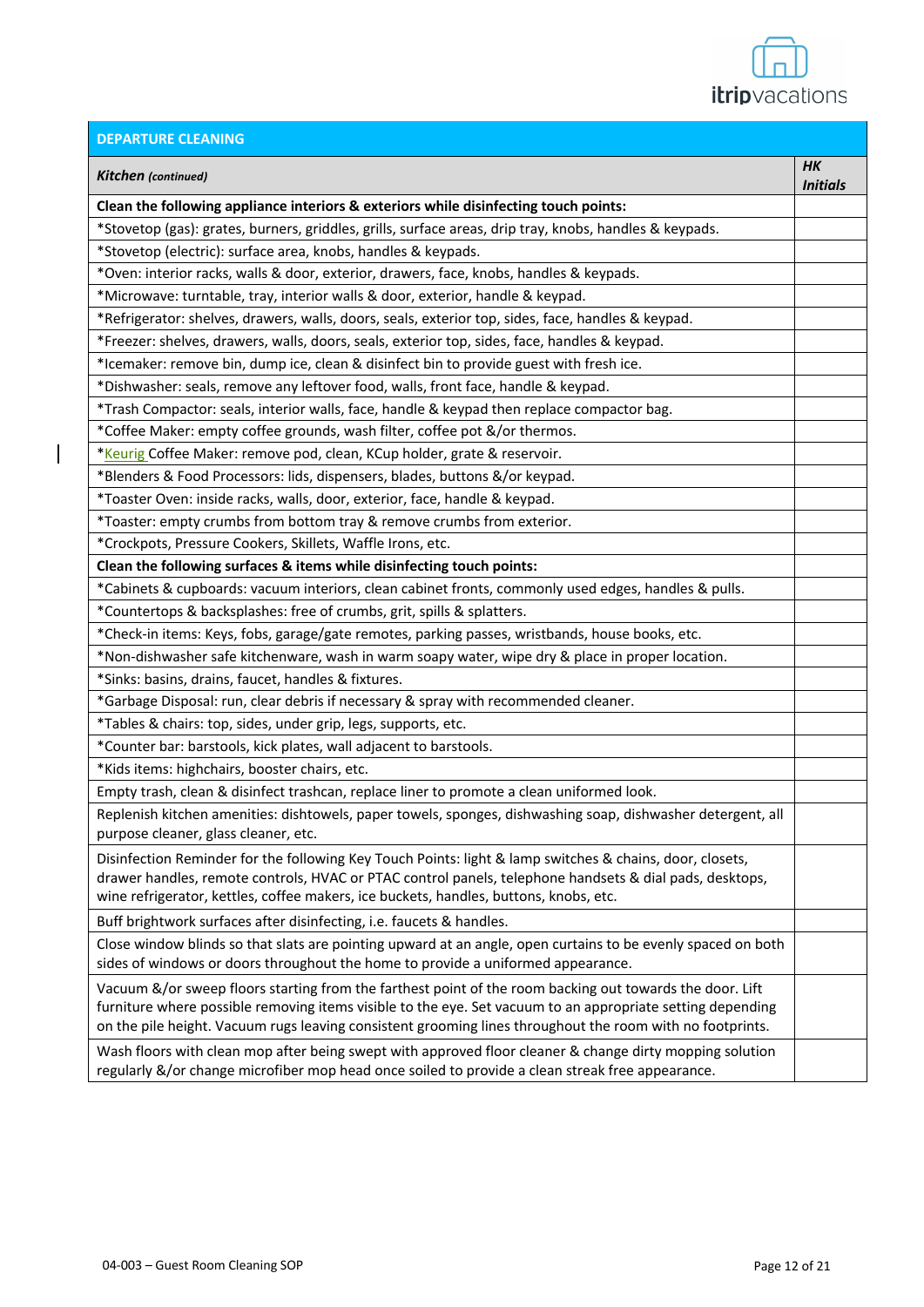| DEPARTURE CLEANING | |
|---|---|
| ***Kitchen** (continued)* | ***HK Initials*** |
| **Clean the following appliance interiors & exteriors while disinfecting touch points:** | |
| *Stovetop (gas): grates, burners, griddles, grills, surface areas, drip tray, knobs, handles & keypads. | |
| *Stovetop (electric): surface area, knobs, handles & keypads. | |
| *Oven: interior racks, walls & door, exterior, drawers, face, knobs, handles & keypads. | |
| *Microwave: turntable, tray, interior walls & door, exterior, handle & keypad. | |
| *Refrigerator: shelves, drawers, walls, doors, seals, exterior top, sides, face, handles & keypad. | |
| *Freezer: shelves, drawers, walls, doors, seals, exterior top, sides, face, handles & keypad. | |
| *Icemaker: remove bin, dump ice, clean & disinfect bin to provide guest with fresh ice. | |
| *Dishwasher: seals, remove any leftover food, walls, front face, handle & keypad. | |
| *Trash Compactor: seals, interior walls, face, handle & keypad then replace compactor bag. | |
| *Coffee Maker: empty coffee grounds, wash filter, coffee pot &/or thermos. | |
| *Keurig Coffee Maker: remove pod, clean, KCup holder, grate & reservoir. | |
| *Blenders & Food Processors: lids, dispensers, blades, buttons &/or keypad. | |
| *Toaster Oven: inside racks, walls, door, exterior, face, handle & keypad. | |
| *Toaster: empty crumbs from bottom tray & remove crumbs from exterior. | |
| *Crockpots, Pressure Cookers, Skillets, Waffle Irons, etc. | |
| **Clean the following surfaces & items while disinfecting touch points:** | |
| *Cabinets & cupboards: vacuum interiors, clean cabinet fronts, commonly used edges, handles & pulls. | |
| *Countertops & backsplashes: free of crumbs, grit, spills & splatters. | |
| *Check-in items: Keys, fobs, garage/gate remotes, parking passes, wristbands, house books, etc. | |
| *Non-dishwasher safe kitchenware, wash in warm soapy water, wipe dry & place in proper location. | |
| *Sinks: basins, drains, faucet, handles & fixtures. | |
| *Garbage Disposal: run, clear debris if necessary & spray with recommended cleaner. | |
| *Tables & chairs: top, sides, under grip, legs, supports, etc. | |
| *Counter bar: barstools, kick plates, wall adjacent to barstools. | |
| *Kids items: highchairs, booster chairs, etc. | |
| Empty trash, clean & disinfect trashcan, replace liner to promote a clean uniformed look. | |
| Replenish kitchen amenities: dishtowels, paper towels, sponges, dishwashing soap, dishwasher detergent, all purpose cleaner, glass cleaner, etc. | |
| Disinfection Reminder for the following Key Touch Points: light & lamp switches & chains, door, closets, drawer handles, remote controls, HVAC or PTAC control panels, telephone handsets & dial pads, desktops, wine refrigerator, kettles, coffee makers, ice buckets, handles, buttons, knobs, etc. | |
| Buff brightwork surfaces after disinfecting, i.e. faucets & handles. | |
| Close window blinds so that slats are pointing upward at an angle, open curtains to be evenly spaced on both sides of windows or doors throughout the home to provide a uniformed appearance. | |
| Vacuum &/or sweep floors starting from the farthest point of the room backing out towards the door. Lift furniture where possible removing items visible to the eye. Set vacuum to an appropriate setting depending on the pile height. Vacuum rugs leaving consistent grooming lines throughout the room with no footprints. | |
| Wash floors with clean mop after being swept with approved floor cleaner & change dirty mopping solution regularly &/or change microfiber mop head once soiled to provide a clean streak free appearance. | |

04-003 – Guest Room Cleaning SOP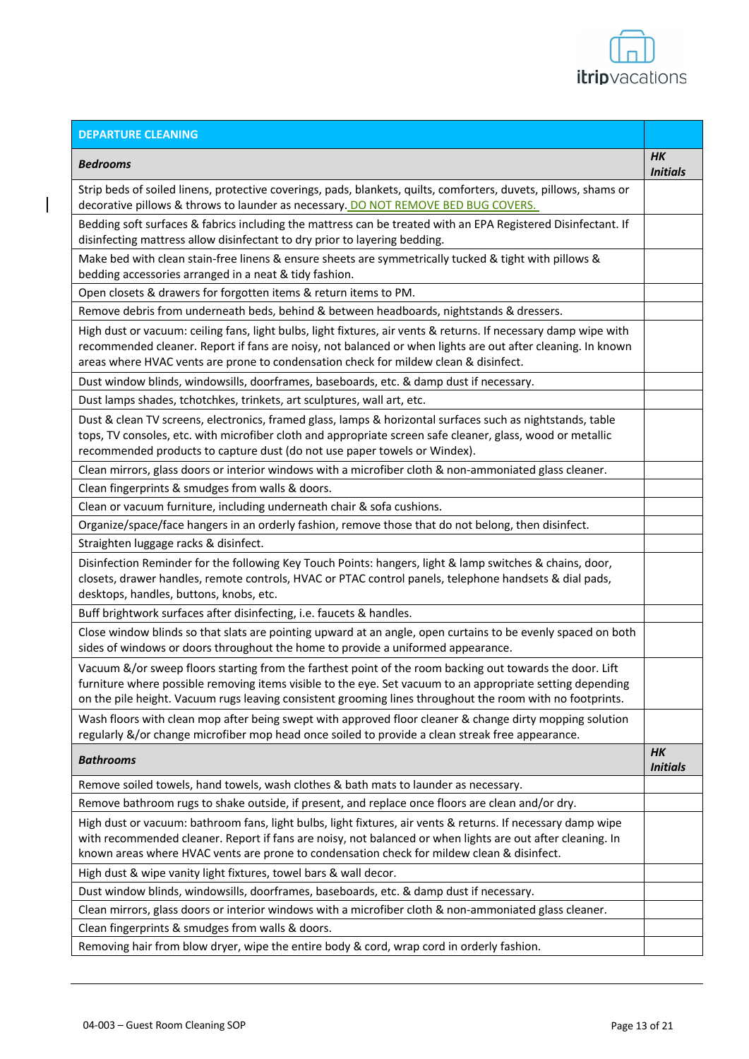| DEPARTURE CLEANING | |
|---|---|
| ***Bedrooms*** | ***HK Initials*** |
| Strip beds of soiled linens, protective coverings, pads, blankets, quilts, comforters, duvets, pillows, shams or decorative pillows & throws to launder as necessary. DO NOT REMOVE BED BUG COVERS. | |
| Bedding soft surfaces & fabrics including the mattress can be treated with an EPA Registered Disinfectant. If disinfecting mattress allow disinfectant to dry prior to layering bedding. | |
| Make bed with clean stain-free linens & ensure sheets are symmetrically tucked & tight with pillows & bedding accessories arranged in a neat & tidy fashion. | |
| Open closets & drawers for forgotten items & return items to PM. | |
| Remove debris from underneath beds, behind & between headboards, nightstands & dressers. | |
| High dust or vacuum: ceiling fans, light bulbs, light fixtures, air vents & returns. If necessary damp wipe with recommended cleaner. Report if fans are noisy, not balanced or when lights are out after cleaning. In known areas where HVAC vents are prone to condensation check for mildew clean & disinfect. | |
| Dust window blinds, windowsills, doorframes, baseboards, etc. & damp dust if necessary. | |
| Dust lamps shades, tchotchkes, trinkets, art sculptures, wall art, etc. | |
| Dust & clean TV screens, electronics, framed glass, lamps & horizontal surfaces such as nightstands, table tops, TV consoles, etc. with microfiber cloth and appropriate screen safe cleaner, glass, wood or metallic recommended products to capture dust (do not use paper towels or Windex). | |
| Clean mirrors, glass doors or interior windows with a microfiber cloth & non-ammoniated glass cleaner. | |
| Clean fingerprints & smudges from walls & doors. | |
| Clean or vacuum furniture, including underneath chair & sofa cushions. | |
| Organize/space/face hangers in an orderly fashion, remove those that do not belong, then disinfect. | |
| Straighten luggage racks & disinfect. | |
| Disinfection Reminder for the following Key Touch Points: hangers, light & lamp switches & chains, door, closets, drawer handles, remote controls, HVAC or PTAC control panels, telephone handsets & dial pads, desktops, handles, buttons, knobs, etc. | |
| Buff brightwork surfaces after disinfecting, i.e. faucets & handles. | |
| Close window blinds so that slats are pointing upward at an angle, open curtains to be evenly spaced on both sides of windows or doors throughout the home to provide a uniformed appearance. | |
| Vacuum &/or sweep floors starting from the farthest point of the room backing out towards the door. Lift furniture where possible removing items visible to the eye. Set vacuum to an appropriate setting depending on the pile height. Vacuum rugs leaving consistent grooming lines throughout the room with no footprints. | |
| Wash floors with clean mop after being swept with approved floor cleaner & change dirty mopping solution regularly &/or change microfiber mop head once soiled to provide a clean streak free appearance. | |
| ***Bathrooms*** | ***HK Initials*** |
| Remove soiled towels, hand towels, wash clothes & bath mats to launder as necessary. | |
| Remove bathroom rugs to shake outside, if present, and replace once floors are clean and/or dry. | |
| High dust or vacuum: bathroom fans, light bulbs, light fixtures, air vents & returns. If necessary damp wipe with recommended cleaner. Report if fans are noisy, not balanced or when lights are out after cleaning. In known areas where HVAC vents are prone to condensation check for mildew clean & disinfect. | |
| High dust & wipe vanity light fixtures, towel bars & wall decor. | |
| Dust window blinds, windowsills, doorframes, baseboards, etc. & damp dust if necessary. | |
| Clean mirrors, glass doors or interior windows with a microfiber cloth & non-ammoniated glass cleaner. | |
| Clean fingerprints & smudges from walls & doors. | |
| Removing hair from blow dryer, wipe the entire body & cord, wrap cord in orderly fashion. | |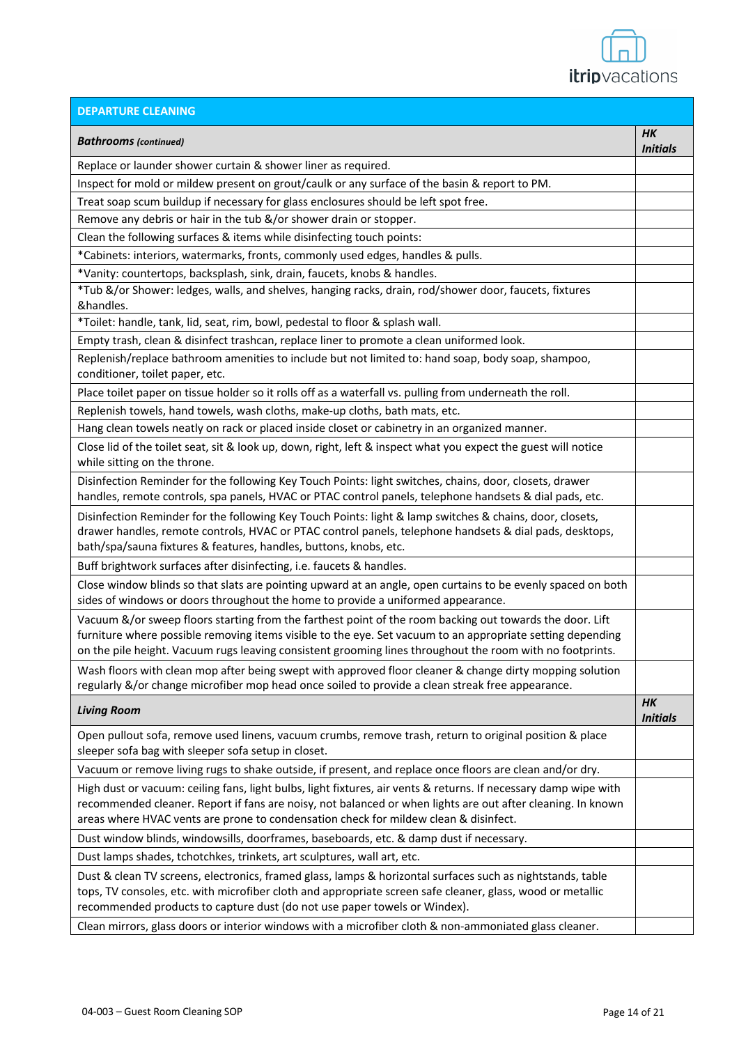| DEPARTURE CLEANING | |
|---|---|
| ***Bathrooms** (continued)* | ***HK Initials*** |
| Replace or launder shower curtain & shower liner as required. | |
| Inspect for mold or mildew present on grout/caulk or any surface of the basin & report to PM. | |
| Treat soap scum buildup if necessary for glass enclosures should be left spot free. | |
| Remove any debris or hair in the tub &/or shower drain or stopper. | |
| Clean the following surfaces & items while disinfecting touch points: | |
| *Cabinets: interiors, watermarks, fronts, commonly used edges, handles & pulls. | |
| *Vanity: countertops, backsplash, sink, drain, faucets, knobs & handles. | |
| *Tub &/or Shower: ledges, walls, and shelves, hanging racks, drain, rod/shower door, faucets, fixtures &handles. | |
| *Toilet: handle, tank, lid, seat, rim, bowl, pedestal to floor & splash wall. | |
| Empty trash, clean & disinfect trashcan, replace liner to promote a clean uniformed look. | |
| Replenish/replace bathroom amenities to include but not limited to: hand soap, body soap, shampoo, conditioner, toilet paper, etc. | |
| Place toilet paper on tissue holder so it rolls off as a waterfall vs. pulling from underneath the roll. | |
| Replenish towels, hand towels, wash cloths, make-up cloths, bath mats, etc. | |
| Hang clean towels neatly on rack or placed inside closet or cabinetry in an organized manner. | |
| Close lid of the toilet seat, sit & look up, down, right, left & inspect what you expect the guest will notice while sitting on the throne. | |
| Disinfection Reminder for the following Key Touch Points: light switches, chains, door, closets, drawer handles, remote controls, spa panels, HVAC or PTAC control panels, telephone handsets & dial pads, etc. | |
| Disinfection Reminder for the following Key Touch Points: light & lamp switches & chains, door, closets, drawer handles, remote controls, HVAC or PTAC control panels, telephone handsets & dial pads, desktops, bath/spa/sauna fixtures & features, handles, buttons, knobs, etc. | |
| Buff brightwork surfaces after disinfecting, i.e. faucets & handles. | |
| Close window blinds so that slats are pointing upward at an angle, open curtains to be evenly spaced on both sides of windows or doors throughout the home to provide a uniformed appearance. | |
| Vacuum &/or sweep floors starting from the farthest point of the room backing out towards the door. Lift furniture where possible removing items visible to the eye. Set vacuum to an appropriate setting depending on the pile height. Vacuum rugs leaving consistent grooming lines throughout the room with no footprints. | |
| Wash floors with clean mop after being swept with approved floor cleaner & change dirty mopping solution regularly &/or change microfiber mop head once soiled to provide a clean streak free appearance. | |
| ***Living Room*** | ***HK Initials*** |
| Open pullout sofa, remove used linens, vacuum crumbs, remove trash, return to original position & place sleeper sofa bag with sleeper sofa setup in closet. | |
| Vacuum or remove living rugs to shake outside, if present, and replace once floors are clean and/or dry. | |
| High dust or vacuum: ceiling fans, light bulbs, light fixtures, air vents & returns. If necessary damp wipe with recommended cleaner. Report if fans are noisy, not balanced or when lights are out after cleaning. In known areas where HVAC vents are prone to condensation check for mildew clean & disinfect. | |
| Dust window blinds, windowsills, doorframes, baseboards, etc. & damp dust if necessary. | |
| Dust lamps shades, tchotchkes, trinkets, art sculptures, wall art, etc. | |
| Dust & clean TV screens, electronics, framed glass, lamps & horizontal surfaces such as nightstands, table tops, TV consoles, etc. with microfiber cloth and appropriate screen safe cleaner, glass, wood or metallic recommended products to capture dust (do not use paper towels or Windex). | |
| Clean mirrors, glass doors or interior windows with a microfiber cloth & non-ammoniated glass cleaner. | |

04-003 – Guest Room Cleaning SOP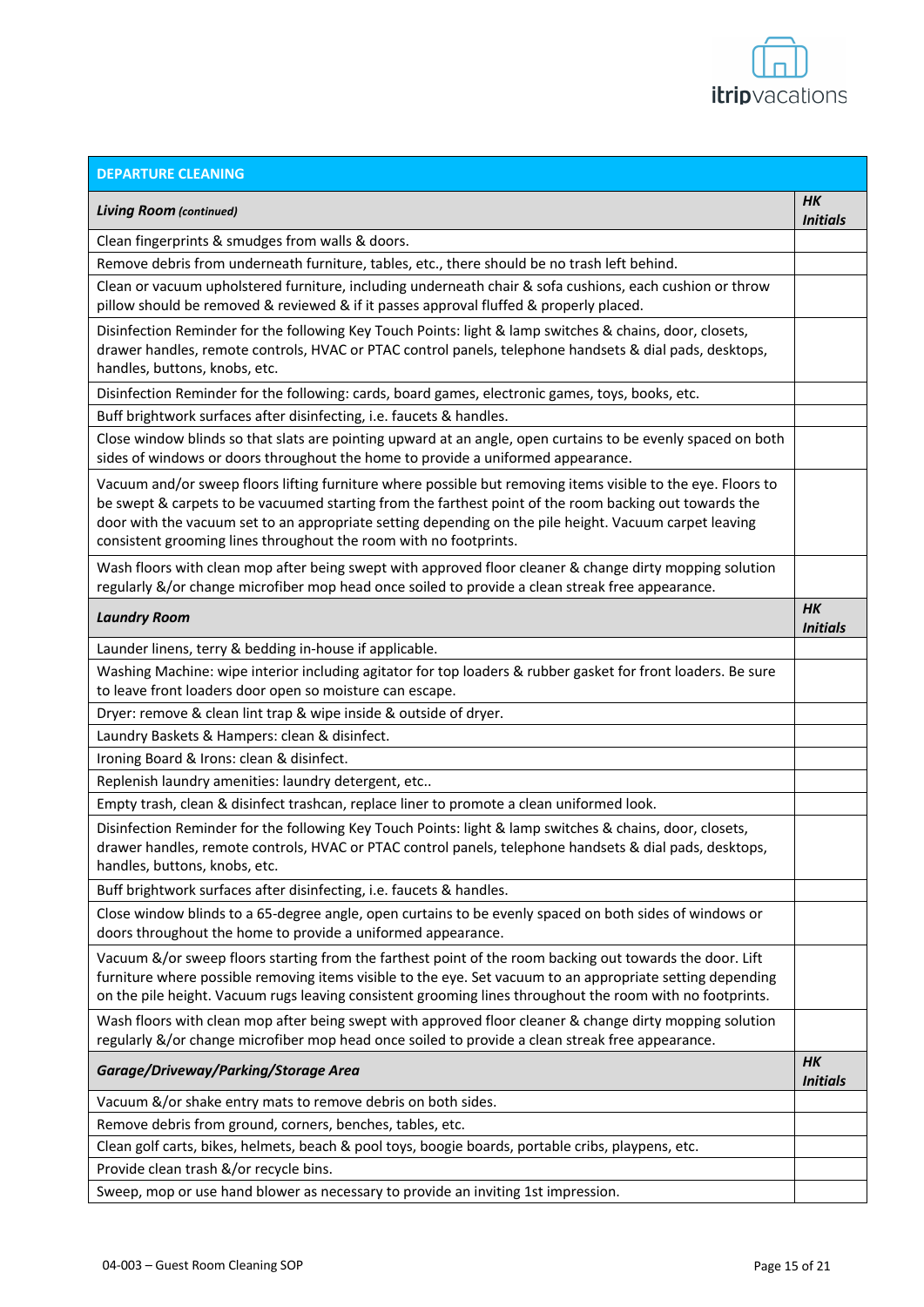| DEPARTURE CLEANING | |
|---|---|
| ***Living Room** (continued)* | ***HK Initials*** |
| Clean fingerprints & smudges from walls & doors. | |
| Remove debris from underneath furniture, tables, etc., there should be no trash left behind. | |
| Clean or vacuum upholstered furniture, including underneath chair & sofa cushions, each cushion or throw pillow should be removed & reviewed & if it passes approval fluffed & properly placed. | |
| Disinfection Reminder for the following Key Touch Points: light & lamp switches & chains, door, closets, drawer handles, remote controls, HVAC or PTAC control panels, telephone handsets & dial pads, desktops, handles, buttons, knobs, etc. | |
| Disinfection Reminder for the following: cards, board games, electronic games, toys, books, etc. | |
| Buff brightwork surfaces after disinfecting, i.e. faucets & handles. | |
| Close window blinds so that slats are pointing upward at an angle, open curtains to be evenly spaced on both sides of windows or doors throughout the home to provide a uniformed appearance. | |
| Vacuum and/or sweep floors lifting furniture where possible but removing items visible to the eye. Floors to be swept & carpets to be vacuumed starting from the farthest point of the room backing out towards the door with the vacuum set to an appropriate setting depending on the pile height. Vacuum carpet leaving consistent grooming lines throughout the room with no footprints. | |
| Wash floors with clean mop after being swept with approved floor cleaner & change dirty mopping solution regularly &/or change microfiber mop head once soiled to provide a clean streak free appearance. | |
| ***Laundry Room*** | ***HK Initials*** |
| Launder linens, terry & bedding in-house if applicable. | |
| Washing Machine: wipe interior including agitator for top loaders & rubber gasket for front loaders. Be sure to leave front loaders door open so moisture can escape. | |
| Dryer: remove & clean lint trap & wipe inside & outside of dryer. | |
| Laundry Baskets & Hampers: clean & disinfect. | |
| Ironing Board & Irons: clean & disinfect. | |
| Replenish laundry amenities: laundry detergent, etc.. | |
| Empty trash, clean & disinfect trashcan, replace liner to promote a clean uniformed look. | |
| Disinfection Reminder for the following Key Touch Points: light & lamp switches & chains, door, closets, drawer handles, remote controls, HVAC or PTAC control panels, telephone handsets & dial pads, desktops, handles, buttons, knobs, etc. | |
| Buff brightwork surfaces after disinfecting, i.e. faucets & handles. | |
| Close window blinds to a 65-degree angle, open curtains to be evenly spaced on both sides of windows or doors throughout the home to provide a uniformed appearance. | |
| Vacuum &/or sweep floors starting from the farthest point of the room backing out towards the door. Lift furniture where possible removing items visible to the eye. Set vacuum to an appropriate setting depending on the pile height. Vacuum rugs leaving consistent grooming lines throughout the room with no footprints. | |
| Wash floors with clean mop after being swept with approved floor cleaner & change dirty mopping solution regularly &/or change microfiber mop head once soiled to provide a clean streak free appearance. | |
| ***Garage/Driveway/Parking/Storage Area*** | ***HK Initials*** |
| Vacuum &/or shake entry mats to remove debris on both sides. | |
| Remove debris from ground, corners, benches, tables, etc. | |
| Clean golf carts, bikes, helmets, beach & pool toys, boogie boards, portable cribs, playpens, etc. | |
| Provide clean trash &/or recycle bins. | |
| Sweep, mop or use hand blower as necessary to provide an inviting 1st impression. | |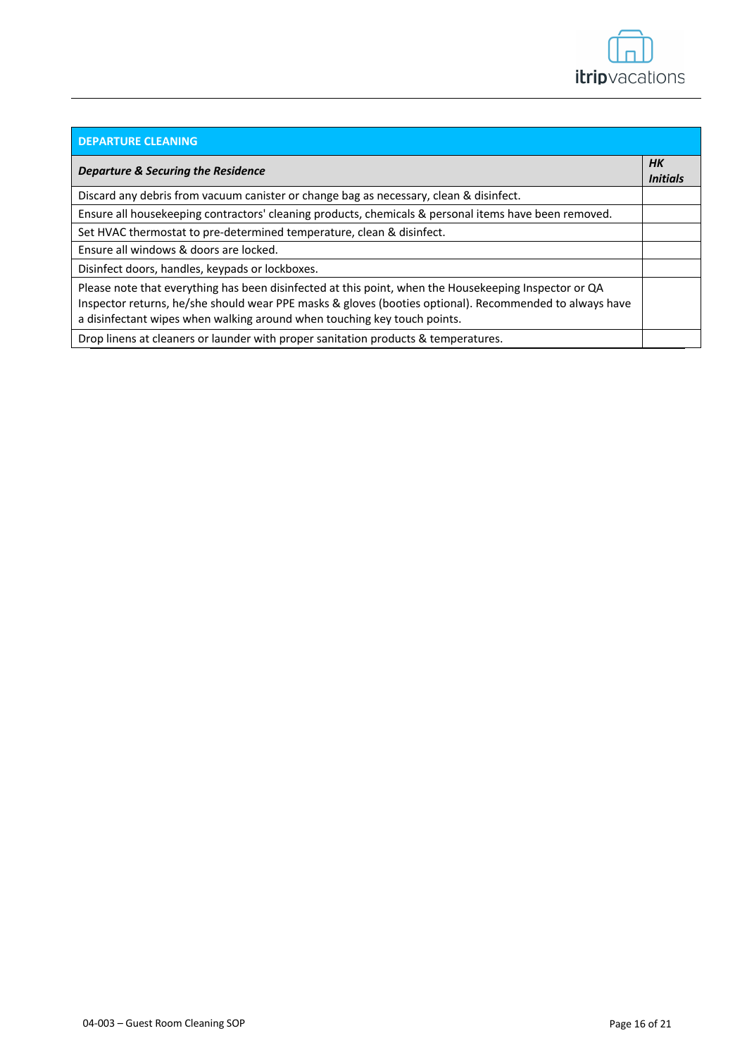| DEPARTURE CLEANING | |
|---|---|
| ***Departure & Securing the Residence*** | ***HK Initials*** |
| Discard any debris from vacuum canister or change bag as necessary, clean & disinfect. | |
| Ensure all housekeeping contractors' cleaning products, chemicals & personal items have been removed. | |
| Set HVAC thermostat to pre-determined temperature, clean & disinfect. | |
| Ensure all windows & doors are locked. | |
| Disinfect doors, handles, keypads or lockboxes. | |
| Please note that everything has been disinfected at this point, when the Housekeeping Inspector or QA Inspector returns, he/she should wear PPE masks & gloves (booties optional). Recommended to always have a disinfectant wipes when walking around when touching key touch points. | |
| Drop linens at cleaners or launder with proper sanitation products & temperatures. | |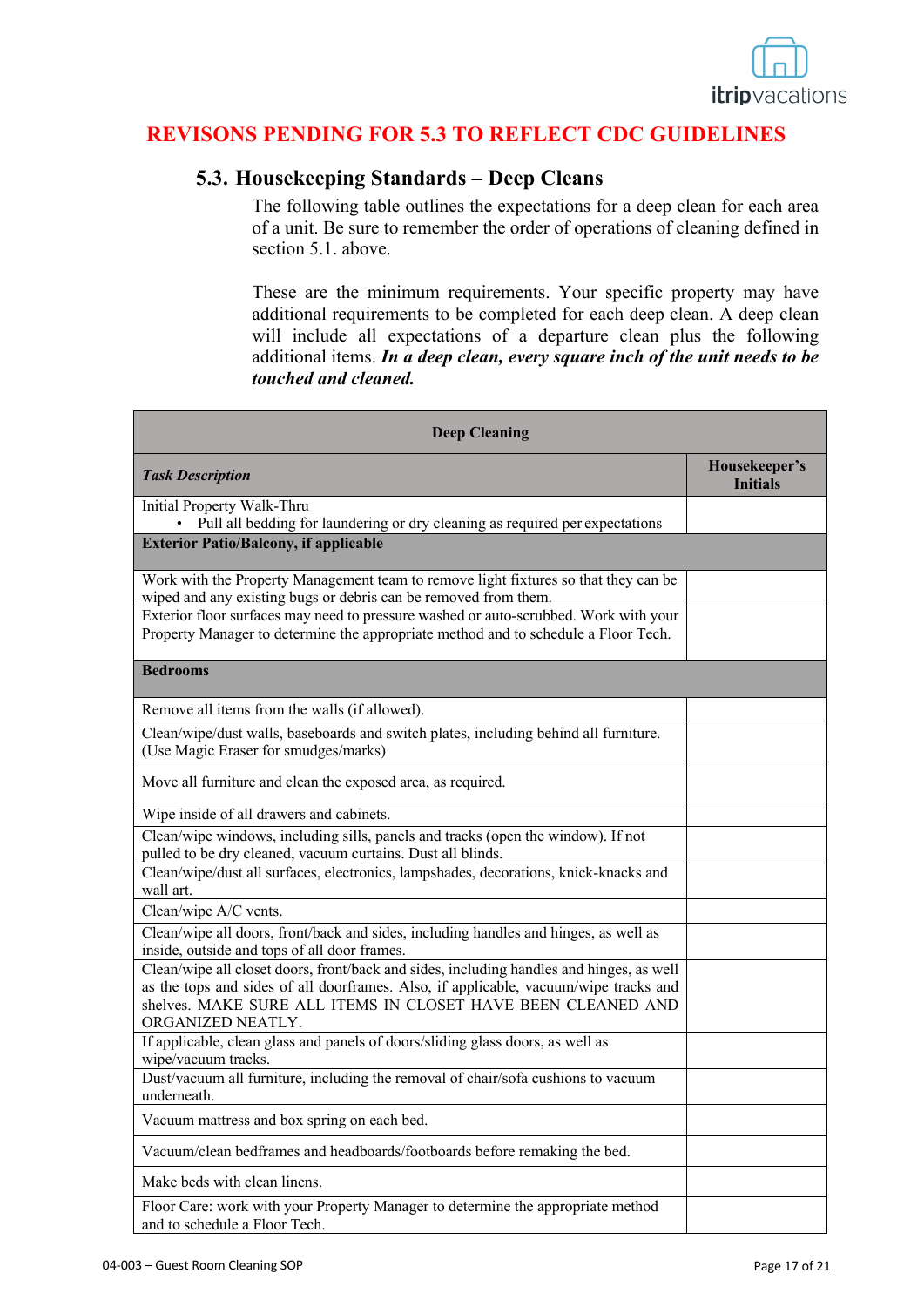**REVISONS PENDING FOR 5.3 TO REFLECT CDC GUIDELINES**

## 5.3. Housekeeping Standards – Deep Cleans

The following table outlines the expectations for a deep clean for each area of a unit. Be sure to remember the order of operations of cleaning defined in section 5.1. above.

These are the minimum requirements. Your specific property may have additional requirements to be completed for each deep clean. A deep clean will include all expectations of a departure clean plus the following additional items. ***In a deep clean, every square inch of the unit needs to be touched and cleaned.***

| **Deep Cleaning** | |
|---|---|
| ***Task Description*** | **Housekeeper's Initials** |
| Initial Property Walk-Thru<br>• Pull all bedding for laundering or dry cleaning as required per expectations | |
| **Exterior Patio/Balcony, if applicable** | |
| Work with the Property Management team to remove light fixtures so that they can be wiped and any existing bugs or debris can be removed from them. | |
| Exterior floor surfaces may need to pressure washed or auto-scrubbed. Work with your Property Manager to determine the appropriate method and to schedule a Floor Tech. | |
| **Bedrooms** | |
| Remove all items from the walls (if allowed). | |
| Clean/wipe/dust walls, baseboards and switch plates, including behind all furniture. (Use Magic Eraser for smudges/marks) | |
| Move all furniture and clean the exposed area, as required. | |
| Wipe inside of all drawers and cabinets. | |
| Clean/wipe windows, including sills, panels and tracks (open the window). If not pulled to be dry cleaned, vacuum curtains. Dust all blinds. | |
| Clean/wipe/dust all surfaces, electronics, lampshades, decorations, knick-knacks and wall art. | |
| Clean/wipe A/C vents. | |
| Clean/wipe all doors, front/back and sides, including handles and hinges, as well as inside, outside and tops of all door frames. | |
| Clean/wipe all closet doors, front/back and sides, including handles and hinges, as well as the tops and sides of all doorframes. Also, if applicable, vacuum/wipe tracks and shelves. MAKE SURE ALL ITEMS IN CLOSET HAVE BEEN CLEANED AND ORGANIZED NEATLY. | |
| If applicable, clean glass and panels of doors/sliding glass doors, as well as wipe/vacuum tracks. | |
| Dust/vacuum all furniture, including the removal of chair/sofa cushions to vacuum underneath. | |
| Vacuum mattress and box spring on each bed. | |
| Vacuum/clean bedframes and headboards/footboards before remaking the bed. | |
| Make beds with clean linens. | |
| Floor Care: work with your Property Manager to determine the appropriate method and to schedule a Floor Tech. | |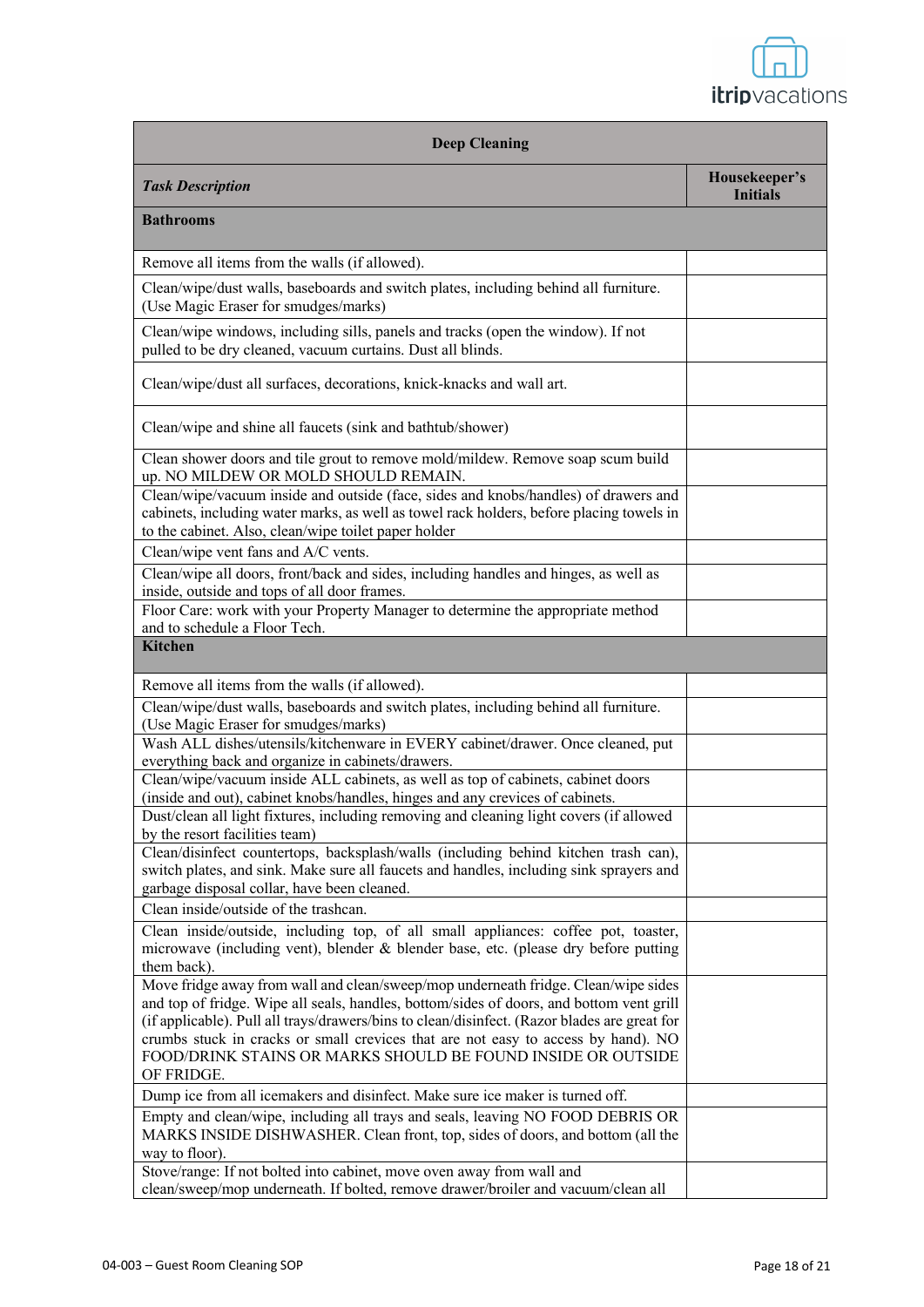| Deep Cleaning | |
|---|---|
| ***Task Description*** | **Housekeeper's Initials** |
| **Bathrooms** | |
| Remove all items from the walls (if allowed). | |
| Clean/wipe/dust walls, baseboards and switch plates, including behind all furniture. (Use Magic Eraser for smudges/marks) | |
| Clean/wipe windows, including sills, panels and tracks (open the window). If not pulled to be dry cleaned, vacuum curtains. Dust all blinds. | |
| Clean/wipe/dust all surfaces, decorations, knick-knacks and wall art. | |
| Clean/wipe and shine all faucets (sink and bathtub/shower) | |
| Clean shower doors and tile grout to remove mold/mildew. Remove soap scum build up. NO MILDEW OR MOLD SHOULD REMAIN. | |
| Clean/wipe/vacuum inside and outside (face, sides and knobs/handles) of drawers and cabinets, including water marks, as well as towel rack holders, before placing towels in to the cabinet. Also, clean/wipe toilet paper holder | |
| Clean/wipe vent fans and A/C vents. | |
| Clean/wipe all doors, front/back and sides, including handles and hinges, as well as inside, outside and tops of all door frames. | |
| Floor Care: work with your Property Manager to determine the appropriate method and to schedule a Floor Tech. | |
| **Kitchen** | |
| Remove all items from the walls (if allowed). | |
| Clean/wipe/dust walls, baseboards and switch plates, including behind all furniture. (Use Magic Eraser for smudges/marks) | |
| Wash ALL dishes/utensils/kitchenware in EVERY cabinet/drawer. Once cleaned, put everything back and organize in cabinets/drawers. | |
| Clean/wipe/vacuum inside ALL cabinets, as well as top of cabinets, cabinet doors (inside and out), cabinet knobs/handles, hinges and any crevices of cabinets. | |
| Dust/clean all light fixtures, including removing and cleaning light covers (if allowed by the resort facilities team) | |
| Clean/disinfect countertops, backsplash/walls (including behind kitchen trash can), switch plates, and sink. Make sure all faucets and handles, including sink sprayers and garbage disposal collar, have been cleaned. | |
| Clean inside/outside of the trashcan. | |
| Clean inside/outside, including top, of all small appliances: coffee pot, toaster, microwave (including vent), blender & blender base, etc. (please dry before putting them back). | |
| Move fridge away from wall and clean/sweep/mop underneath fridge. Clean/wipe sides and top of fridge. Wipe all seals, handles, bottom/sides of doors, and bottom vent grill (if applicable). Pull all trays/drawers/bins to clean/disinfect. (Razor blades are great for crumbs stuck in cracks or small crevices that are not easy to access by hand). NO FOOD/DRINK STAINS OR MARKS SHOULD BE FOUND INSIDE OR OUTSIDE OF FRIDGE. | |
| Dump ice from all icemakers and disinfect. Make sure ice maker is turned off. | |
| Empty and clean/wipe, including all trays and seals, leaving NO FOOD DEBRIS OR MARKS INSIDE DISHWASHER. Clean front, top, sides of doors, and bottom (all the way to floor). | |
| Stove/range: If not bolted into cabinet, move oven away from wall and clean/sweep/mop underneath. If bolted, remove drawer/broiler and vacuum/clean all | |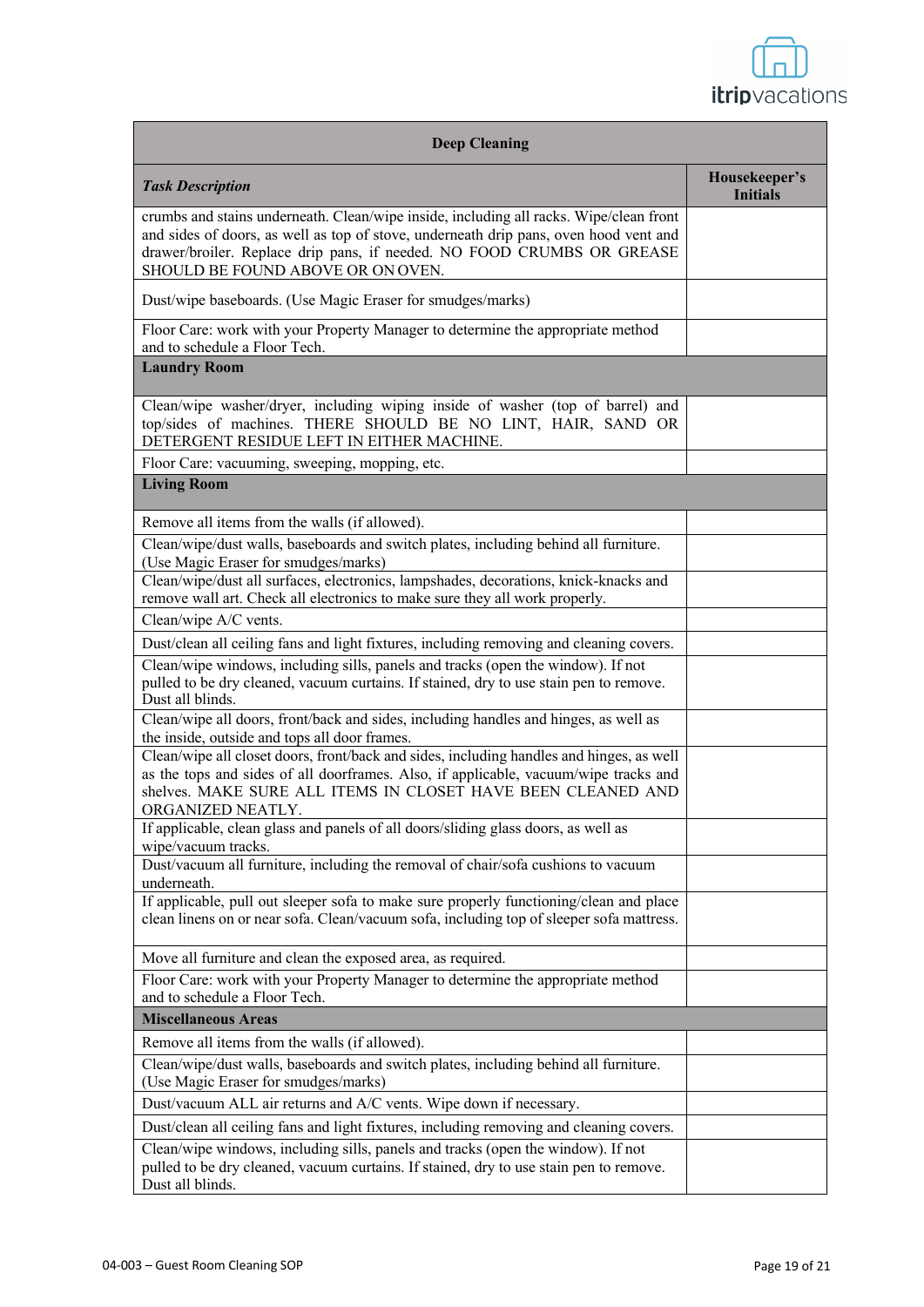| Deep Cleaning | |
|---|---|
| ***Task Description*** | **Housekeeper's Initials** |
| crumbs and stains underneath. Clean/wipe inside, including all racks. Wipe/clean front and sides of doors, as well as top of stove, underneath drip pans, oven hood vent and drawer/broiler. Replace drip pans, if needed. NO FOOD CRUMBS OR GREASE SHOULD BE FOUND ABOVE OR ON OVEN. | |
| Dust/wipe baseboards. (Use Magic Eraser for smudges/marks) | |
| Floor Care: work with your Property Manager to determine the appropriate method and to schedule a Floor Tech. | |
| **Laundry Room** | |
| Clean/wipe washer/dryer, including wiping inside of washer (top of barrel) and top/sides of machines. THERE SHOULD BE NO LINT, HAIR, SAND OR DETERGENT RESIDUE LEFT IN EITHER MACHINE. | |
| Floor Care: vacuuming, sweeping, mopping, etc. | |
| **Living Room** | |
| Remove all items from the walls (if allowed). | |
| Clean/wipe/dust walls, baseboards and switch plates, including behind all furniture. (Use Magic Eraser for smudges/marks) | |
| Clean/wipe/dust all surfaces, electronics, lampshades, decorations, knick-knacks and remove wall art. Check all electronics to make sure they all work properly. | |
| Clean/wipe A/C vents. | |
| Dust/clean all ceiling fans and light fixtures, including removing and cleaning covers. | |
| Clean/wipe windows, including sills, panels and tracks (open the window). If not pulled to be dry cleaned, vacuum curtains. If stained, dry to use stain pen to remove. Dust all blinds. | |
| Clean/wipe all doors, front/back and sides, including handles and hinges, as well as the inside, outside and tops all door frames. | |
| Clean/wipe all closet doors, front/back and sides, including handles and hinges, as well as the tops and sides of all doorframes. Also, if applicable, vacuum/wipe tracks and shelves. MAKE SURE ALL ITEMS IN CLOSET HAVE BEEN CLEANED AND ORGANIZED NEATLY. | |
| If applicable, clean glass and panels of all doors/sliding glass doors, as well as wipe/vacuum tracks. | |
| Dust/vacuum all furniture, including the removal of chair/sofa cushions to vacuum underneath. | |
| If applicable, pull out sleeper sofa to make sure properly functioning/clean and place clean linens on or near sofa. Clean/vacuum sofa, including top of sleeper sofa mattress. | |
| Move all furniture and clean the exposed area, as required. | |
| Floor Care: work with your Property Manager to determine the appropriate method and to schedule a Floor Tech. | |
| **Miscellaneous Areas** | |
| Remove all items from the walls (if allowed). | |
| Clean/wipe/dust walls, baseboards and switch plates, including behind all furniture. (Use Magic Eraser for smudges/marks) | |
| Dust/vacuum ALL air returns and A/C vents. Wipe down if necessary. | |
| Dust/clean all ceiling fans and light fixtures, including removing and cleaning covers. | |
| Clean/wipe windows, including sills, panels and tracks (open the window). If not pulled to be dry cleaned, vacuum curtains. If stained, dry to use stain pen to remove. Dust all blinds. | |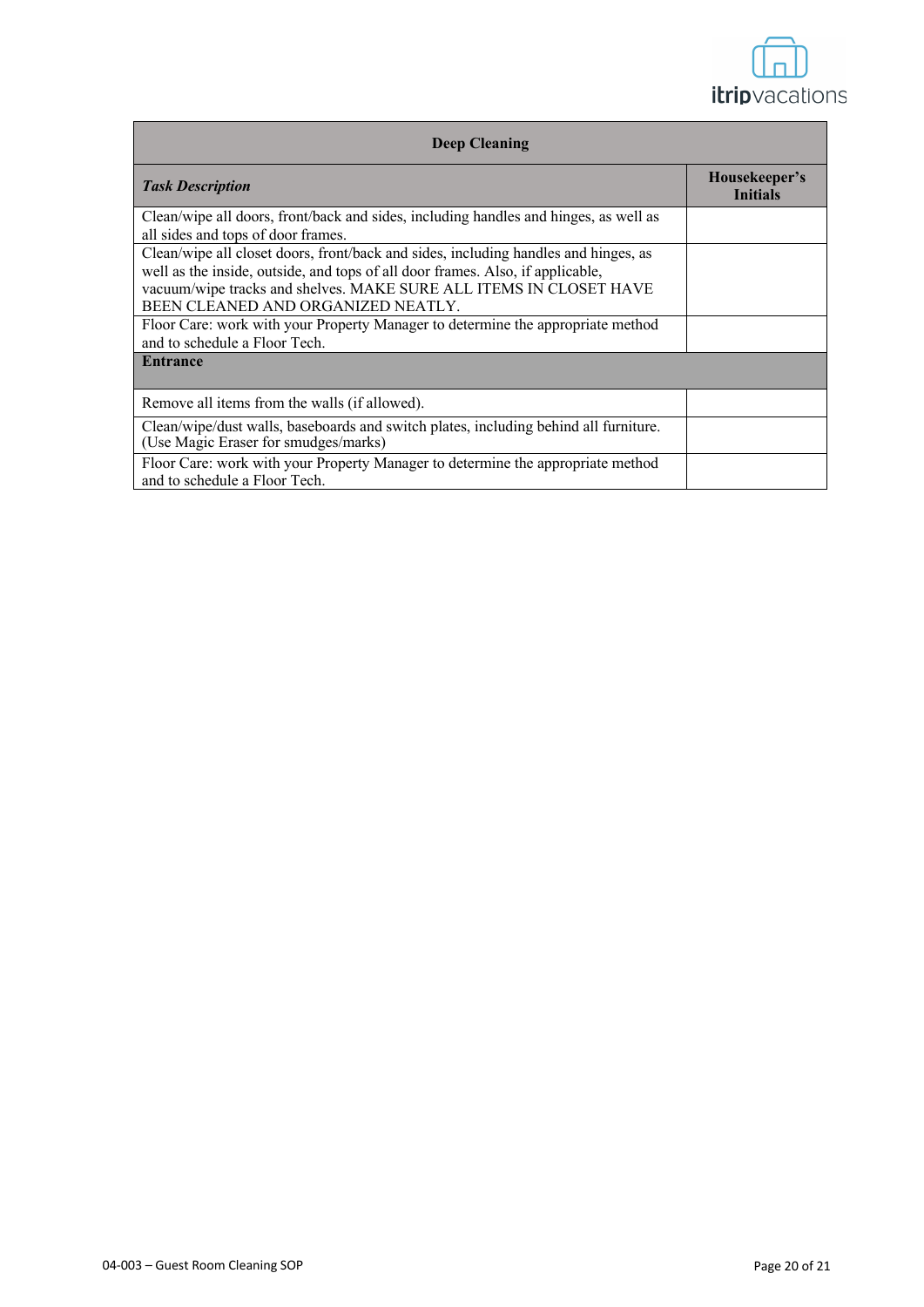| Deep Cleaning | |
|---|---|
| ***Task Description*** | **Housekeeper's Initials** |
| Clean/wipe all doors, front/back and sides, including handles and hinges, as well as all sides and tops of door frames. | |
| Clean/wipe all closet doors, front/back and sides, including handles and hinges, as well as the inside, outside, and tops of all door frames. Also, if applicable, vacuum/wipe tracks and shelves. MAKE SURE ALL ITEMS IN CLOSET HAVE BEEN CLEANED AND ORGANIZED NEATLY. | |
| Floor Care: work with your Property Manager to determine the appropriate method and to schedule a Floor Tech. | |
| **Entrance** | |
| Remove all items from the walls (if allowed). | |
| Clean/wipe/dust walls, baseboards and switch plates, including behind all furniture. (Use Magic Eraser for smudges/marks) | |
| Floor Care: work with your Property Manager to determine the appropriate method and to schedule a Floor Tech. | |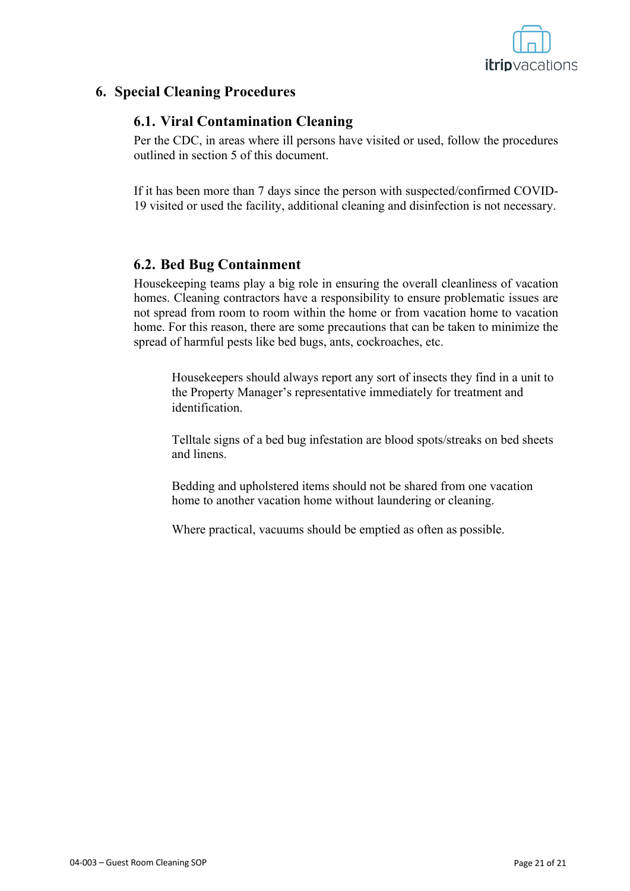## 6. Special Cleaning Procedures

### 6.1. Viral Contamination Cleaning

Per the CDC, in areas where ill persons have visited or used, follow the procedures outlined in section 5 of this document.

If it has been more than 7 days since the person with suspected/confirmed COVID-19 visited or used the facility, additional cleaning and disinfection is not necessary.

### 6.2. Bed Bug Containment

Housekeeping teams play a big role in ensuring the overall cleanliness of vacation homes. Cleaning contractors have a responsibility to ensure problematic issues are not spread from room to room within the home or from vacation home to vacation home. For this reason, there are some precautions that can be taken to minimize the spread of harmful pests like bed bugs, ants, cockroaches, etc.

Housekeepers should always report any sort of insects they find in a unit to the Property Manager's representative immediately for treatment and identification.

Telltale signs of a bed bug infestation are blood spots/streaks on bed sheets and linens.

Bedding and upholstered items should not be shared from one vacation home to another vacation home without laundering or cleaning.

Where practical, vacuums should be emptied as often as possible.